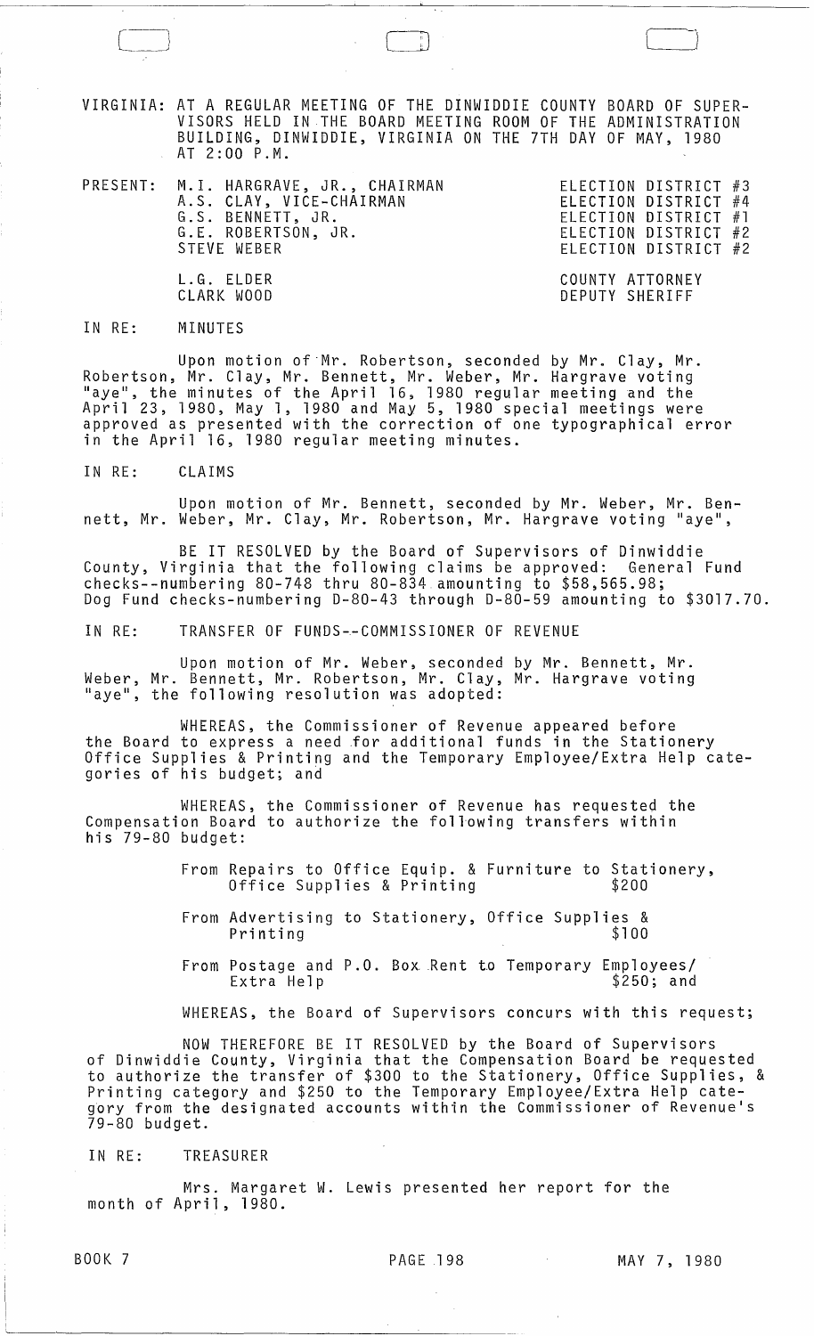VIRGINIA: AT A REGULAR MEETING OF THE DINWIDDIE COUNTY BOARD OF SUPERVISORS HELD IN THE BOARD MEETING ROOM OF THE ADMINISTRATION BUILDING, DINWIDDIE, VIRGINIA ON THE 7TH DAY OF MAY, 1980 AT 2:00 P.M.

| PRESENT: | | |
|---|---|---|
| | M.I. HARGRAVE, JR., CHAIRMAN | ELECTION DISTRICT #3 |
| | A.S. CLAY, VICE-CHAIRMAN | ELECTION DISTRICT #4 |
| | G.S. BENNETT, JR. | ELECTION DISTRICT #1 |
| | G.E. ROBERTSON, JR. | ELECTION DISTRICT #2 |
| | STEVE WEBER | ELECTION DISTRICT #2 |
| | L.G. ELDER | COUNTY ATTORNEY |
| | CLARK WOOD | DEPUTY SHERIFF |

IN RE: MINUTES

Upon motion of Mr. Robertson, seconded by Mr. Clay, Mr. Robertson, Mr. Clay, Mr. Bennett, Mr. Weber, Mr. Hargrave voting "aye", the minutes of the April 16, 1980 regular meeting and the April 23, 1980, May 1, 1980 and May 5, 1980 special meetings were approved as presented with the correction of one typographical error in the April 16, 1980 regular meeting minutes.

IN RE: CLAIMS

Upon motion of Mr. Bennett, seconded by Mr. Weber, Mr. Bennett, Mr. Weber, Mr. Clay, Mr. Robertson, Mr. Hargrave voting "aye",

BE IT RESOLVED by the Board of Supervisors of Dinwiddie County, Virginia that the following claims be approved: General Fund checks--numbering 80-748 thru 80-834 amounting to $58,565.98; Dog Fund checks-numbering D-80-43 through D-80-59 amounting to $3017.70.

IN RE: TRANSFER OF FUNDS--COMMISSIONER OF REVENUE

Upon motion of Mr. Weber, seconded by Mr. Bennett, Mr. Weber, Mr. Bennett, Mr. Robertson, Mr. Clay, Mr. Hargrave voting "aye", the following resolution was adopted:

WHEREAS, the Commissioner of Revenue appeared before the Board to express a need for additional funds in the Stationery Office Supplies & Printing and the Temporary Employee/Extra Help categories of his budget; and

WHEREAS, the Commissioner of Revenue has requested the Compensation Board to authorize the following transfers within his 79-80 budget:

From Repairs to Office Equip. & Furniture to Stationery, Office Supplies & Printing $200

From Advertising to Stationery, Office Supplies & Printing $100

From Postage and P.O. Box Rent to Temporary Employees/ Extra Help $250; and

WHEREAS, the Board of Supervisors concurs with this request;

NOW THEREFORE BE IT RESOLVED by the Board of Supervisors of Dinwiddie County, Virginia that the Compensation Board be requested to authorize the transfer of $300 to the Stationery, Office Supplies, & Printing category and $250 to the Temporary Employee/Extra Help category from the designated accounts within the Commissioner of Revenue's 79-80 budget.

IN RE: TREASURER

Mrs. Margaret W. Lewis presented her report for the month of April, 1980.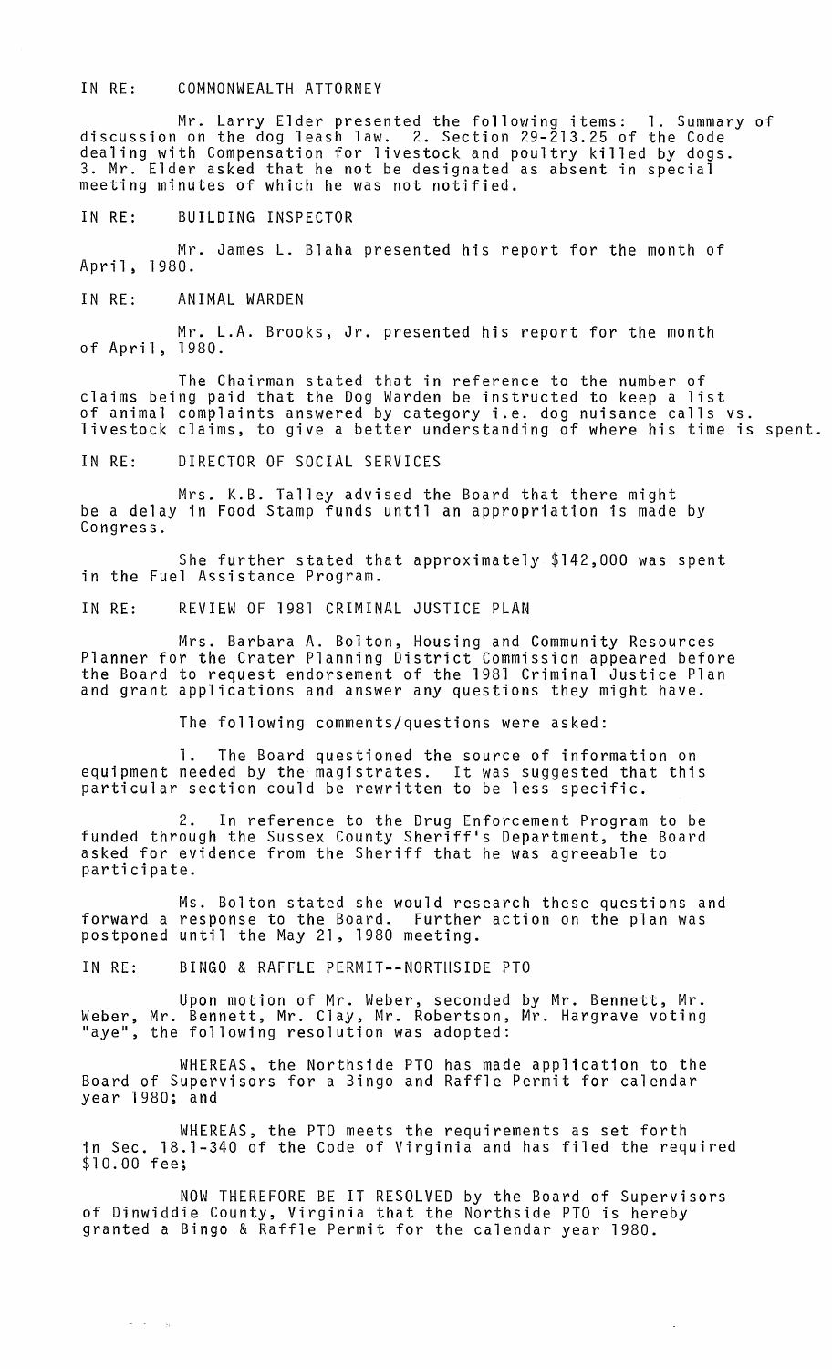IN RE: COMMONWEALTH ATTORNEY

Mr. Larry Elder presented the following items: 1. Summary of discussion on the dog leash law. 2. Section 29-213.25 of the Code dealing with Compensation for livestock and poultry killed by dogs. 3. Mr. Elder asked that he not be designated as absent in special meeting minutes of which he was not notified.

IN RE: BUILDING INSPECTOR

Mr. James L. Blaha presented his report for the month of April, 1980.

IN RE: ANIMAL WARDEN

Mr. L.A. Brooks, Jr. presented his report for the month of April, 1980.

The Chairman stated that in reference to the number of claims being paid that the Dog Warden be instructed to keep a list of animal complaints answered by category i.e. dog nuisance calls vs. livestock claims, to give a better understanding of where his time is spent.

IN RE: DIRECTOR OF SOCIAL SERVICES

Mrs. K.B. Talley advised the Board that there might be a delay in Food Stamp funds until an appropriation is made by Congress.

She further stated that approximately $142,000 was spent in the Fuel Assistance Program.

IN RE: REVIEW OF 1981 CRIMINAL JUSTICE PLAN

Mrs. Barbara A. Bolton, Housing and Community Resources Planner for the Crater Planning District Commission appeared before the Board to request endorsement of the 1981 Criminal Justice Plan and grant applications and answer any questions they might have.

The following comments/questions were asked:

1. The Board questioned the source of information on equipment needed by the magistrates. It was suggested that this particular section could be rewritten to be less specific.

2. In reference to the Drug Enforcement Program to be funded through the Sussex County Sheriff's Department, the Board asked for evidence from the Sheriff that he was agreeable to participate.

Ms. Bolton stated she would research these questions and forward a response to the Board. Further action on the plan was postponed until the May 21, 1980 meeting.

IN RE: BINGO & RAFFLE PERMIT--NORTHSIDE PTO

Upon motion of Mr. Weber, seconded by Mr. Bennett, Mr. Weber, Mr. Bennett, Mr. Clay, Mr. Robertson, Mr. Hargrave voting "aye", the following resolution was adopted:

WHEREAS, the Northside PTO has made application to the Board of Supervisors for a Bingo and Raffle Permit for calendar year 1980; and

WHEREAS, the PTO meets the requirements as set forth in Sec. 18.1-340 of the Code of Virginia and has filed the required $10.00 fee;

NOW THEREFORE BE IT RESOLVED by the Board of Supervisors of Dinwiddie County, Virginia that the Northside PTO is hereby granted a Bingo & Raffle Permit for the calendar year 1980.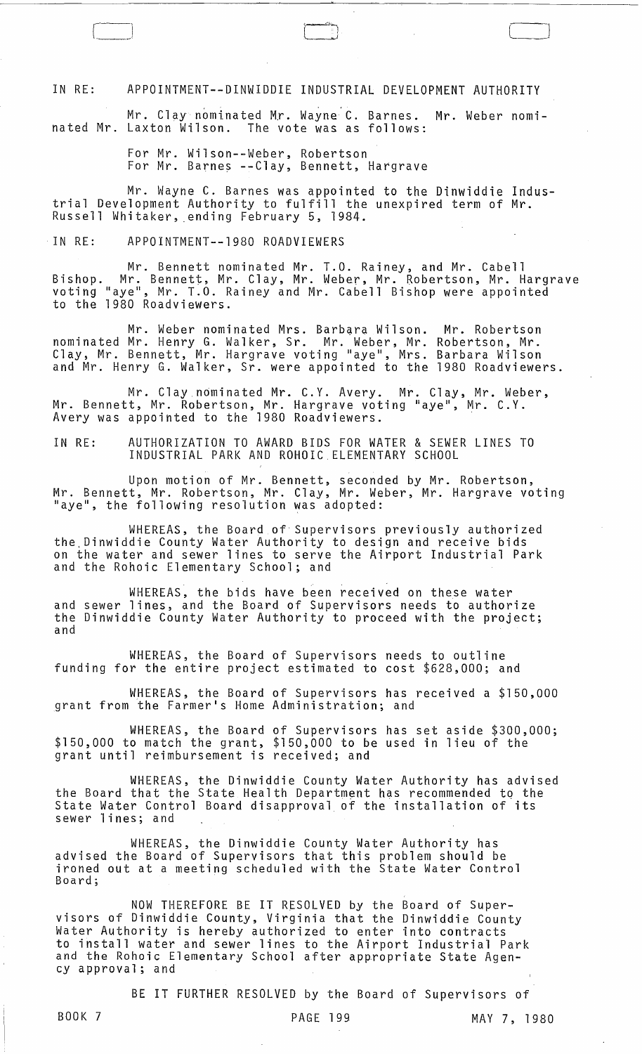IN RE: APPOINTMENT--DINWIDDIE INDUSTRIAL DEVELOPMENT AUTHORITY

Mr. Clay nominated Mr. Wayne C. Barnes. Mr. Weber nominated Mr. Laxton Wilson. The vote was as follows:

For Mr. Wilson--Weber, Robertson
For Mr. Barnes --Clay, Bennett, Hargrave

Mr. Wayne C. Barnes was appointed to the Dinwiddie Industrial Development Authority to fulfill the unexpired term of Mr. Russell Whitaker, ending February 5, 1984.

IN RE: APPOINTMENT--1980 ROADVIEWERS

Mr. Bennett nominated Mr. T.O. Rainey, and Mr. Cabell Bishop. Mr. Bennett, Mr. Clay, Mr. Weber, Mr. Robertson, Mr. Hargrave voting "aye", Mr. T.O. Rainey and Mr. Cabell Bishop were appointed to the 1980 Roadviewers.

Mr. Weber nominated Mrs. Barbara Wilson. Mr. Robertson nominated Mr. Henry G. Walker, Sr. Mr. Weber, Mr. Robertson, Mr. Clay, Mr. Bennett, Mr. Hargrave voting "aye", Mrs. Barbara Wilson and Mr. Henry G. Walker, Sr. were appointed to the 1980 Roadviewers.

Mr. Clay nominated Mr. C.Y. Avery. Mr. Clay, Mr. Weber, Mr. Bennett, Mr. Robertson, Mr. Hargrave voting "aye", Mr. C.Y. Avery was appointed to the 1980 Roadviewers.

IN RE: AUTHORIZATION TO AWARD BIDS FOR WATER & SEWER LINES TO INDUSTRIAL PARK AND ROHOIC ELEMENTARY SCHOOL

Upon motion of Mr. Bennett, seconded by Mr. Robertson, Mr. Bennett, Mr. Robertson, Mr. Clay, Mr. Weber, Mr. Hargrave voting "aye", the following resolution was adopted:

WHEREAS, the Board of Supervisors previously authorized the Dinwiddie County Water Authority to design and receive bids on the water and sewer lines to serve the Airport Industrial Park and the Rohoic Elementary School; and

WHEREAS, the bids have been received on these water and sewer lines, and the Board of Supervisors needs to authorize the Dinwiddie County Water Authority to proceed with the project; and

WHEREAS, the Board of Supervisors needs to outline funding for the entire project estimated to cost $628,000; and

WHEREAS, the Board of Supervisors has received a $150,000 grant from the Farmer's Home Administration; and

WHEREAS, the Board of Supervisors has set aside $300,000; $150,000 to match the grant, $150,000 to be used in lieu of the grant until reimbursement is received; and

WHEREAS, the Dinwiddie County Water Authority has advised the Board that the State Health Department has recommended to the State Water Control Board disapproval of the installation of its sewer lines; and

WHEREAS, the Dinwiddie County Water Authority has advised the Board of Supervisors that this problem should be ironed out at a meeting scheduled with the State Water Control Board;

NOW THEREFORE BE IT RESOLVED by the Board of Supervisors of Dinwiddie County, Virginia that the Dinwiddie County Water Authority is hereby authorized to enter into contracts to install water and sewer lines to the Airport Industrial Park and the Rohoic Elementary School after appropriate State Agency approval; and

BE IT FURTHER RESOLVED by the Board of Supervisors of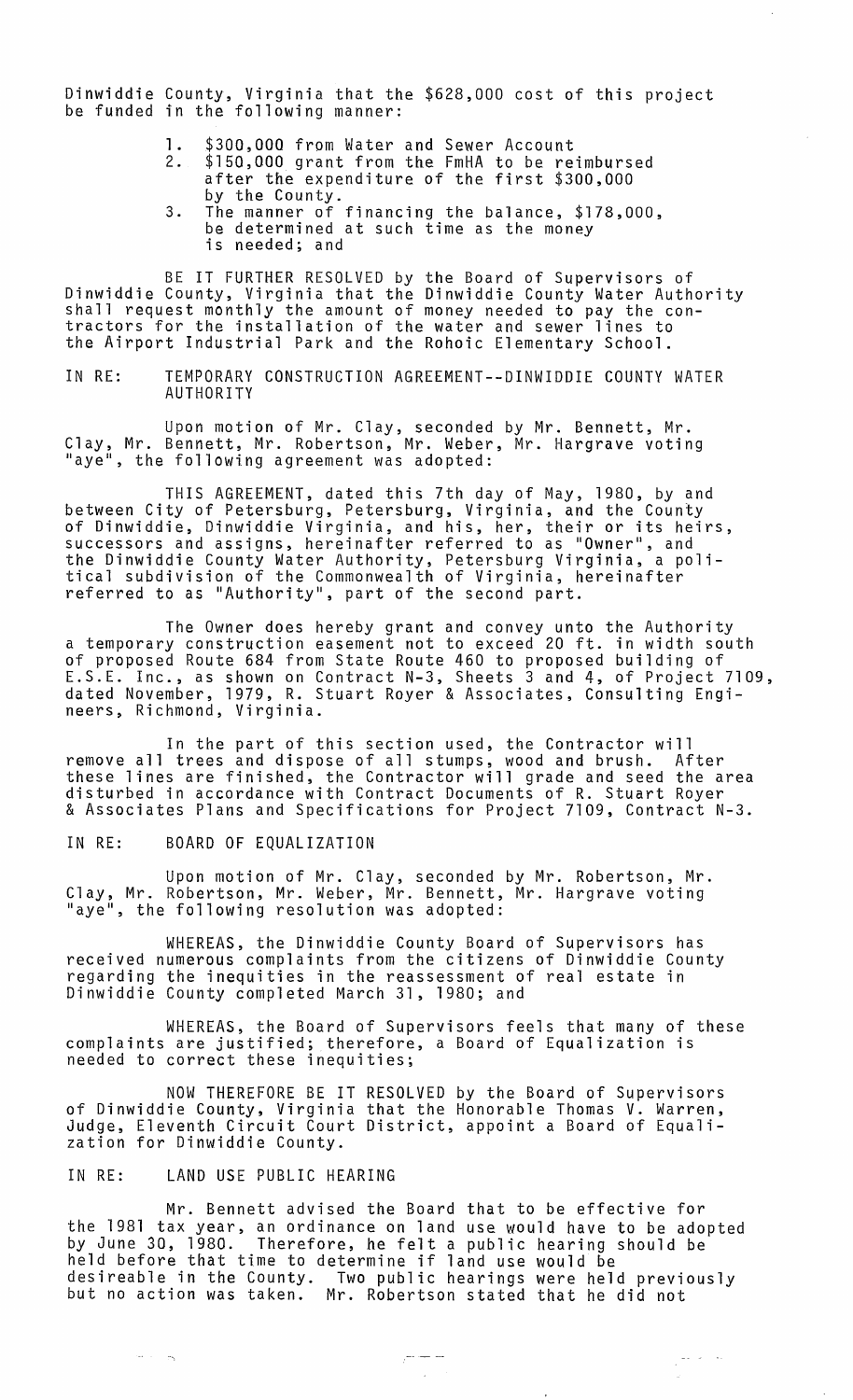Dinwiddie County, Virginia that the $628,000 cost of this project be funded in the following manner:

1. $300,000 from Water and Sewer Account
2. $150,000 grant from the FmHA to be reimbursed after the expenditure of the first $300,000 by the County.
3. The manner of financing the balance, $178,000, be determined at such time as the money is needed; and

BE IT FURTHER RESOLVED by the Board of Supervisors of Dinwiddie County, Virginia that the Dinwiddie County Water Authority shall request monthly the amount of money needed to pay the contractors for the installation of the water and sewer lines to the Airport Industrial Park and the Rohoic Elementary School.

IN RE: TEMPORARY CONSTRUCTION AGREEMENT--DINWIDDIE COUNTY WATER AUTHORITY

Upon motion of Mr. Clay, seconded by Mr. Bennett, Mr. Clay, Mr. Bennett, Mr. Robertson, Mr. Weber, Mr. Hargrave voting "aye", the following agreement was adopted:

THIS AGREEMENT, dated this 7th day of May, 1980, by and between City of Petersburg, Petersburg, Virginia, and the County of Dinwiddie, Dinwiddie Virginia, and his, her, their or its heirs, successors and assigns, hereinafter referred to as "Owner", and the Dinwiddie County Water Authority, Petersburg Virginia, a political subdivision of the Commonwealth of Virginia, hereinafter referred to as "Authority", part of the second part.

The Owner does hereby grant and convey unto the Authority a temporary construction easement not to exceed 20 ft. in width south of proposed Route 684 from State Route 460 to proposed building of E.S.E. Inc., as shown on Contract N-3, Sheets 3 and 4, of Project 7109, dated November, 1979, R. Stuart Royer & Associates, Consulting Engineers, Richmond, Virginia.

In the part of this section used, the Contractor will remove all trees and dispose of all stumps, wood and brush. After these lines are finished, the Contractor will grade and seed the area disturbed in accordance with Contract Documents of R. Stuart Royer & Associates Plans and Specifications for Project 7109, Contract N-3.

IN RE: BOARD OF EQUALIZATION

Upon motion of Mr. Clay, seconded by Mr. Robertson, Mr. Clay, Mr. Robertson, Mr. Weber, Mr. Bennett, Mr. Hargrave voting "aye", the following resolution was adopted:

WHEREAS, the Dinwiddie County Board of Supervisors has received numerous complaints from the citizens of Dinwiddie County regarding the inequities in the reassessment of real estate in Dinwiddie County completed March 31, 1980; and

WHEREAS, the Board of Supervisors feels that many of these complaints are justified; therefore, a Board of Equalization is needed to correct these inequities;

NOW THEREFORE BE IT RESOLVED by the Board of Supervisors of Dinwiddie County, Virginia that the Honorable Thomas V. Warren, Judge, Eleventh Circuit Court District, appoint a Board of Equalization for Dinwiddie County.

IN RE: LAND USE PUBLIC HEARING

Mr. Bennett advised the Board that to be effective for the 1981 tax year, an ordinance on land use would have to be adopted by June 30, 1980. Therefore, he felt a public hearing should be held before that time to determine if land use would be desireable in the County. Two public hearings were held previously but no action was taken. Mr. Robertson stated that he did not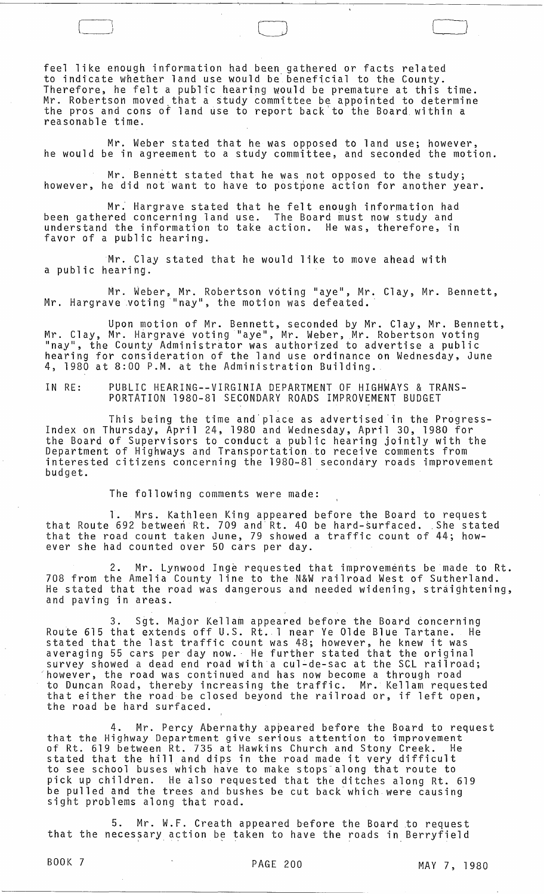feel like enough information had been gathered or facts related to indicate whether land use would be beneficial to the County. Therefore, he felt a public hearing would be premature at this time. Mr. Robertson moved that a study committee be appointed to determine the pros and cons of land use to report back to the Board within a reasonable time.

Mr. Weber stated that he was opposed to land use; however, he would be in agreement to a study committee, and seconded the motion.

Mr. Bennett stated that he was not opposed to the study; however, he did not want to have to postpone action for another year.

Mr. Hargrave stated that he felt enough information had been gathered concerning land use. The Board must now study and understand the information to take action. He was, therefore, in favor of a public hearing.

Mr. Clay stated that he would like to move ahead with a public hearing.

Mr. Weber, Mr. Robertson voting "aye", Mr. Clay, Mr. Bennett, Mr. Hargrave voting "nay", the motion was defeated.

Upon motion of Mr. Bennett, seconded by Mr. Clay, Mr. Bennett, Mr. Clay, Mr. Hargrave voting "aye", Mr. Weber, Mr. Robertson voting "nay", the County Administrator was authorized to advertise a public hearing for consideration of the land use ordinance on Wednesday, June 4, 1980 at 8:00 P.M. at the Administration Building.

IN RE: PUBLIC HEARING--VIRGINIA DEPARTMENT OF HIGHWAYS & TRANSPORTATION 1980-81 SECONDARY ROADS IMPROVEMENT BUDGET

This being the time and place as advertised in the Progress-Index on Thursday, April 24, 1980 and Wednesday, April 30, 1980 for the Board of Supervisors to conduct a public hearing jointly with the Department of Highways and Transportation to receive comments from interested citizens concerning the 1980-81 secondary roads improvement budget.

The following comments were made:

1. Mrs. Kathleen King appeared before the Board to request that Route 692 between Rt. 709 and Rt. 40 be hard-surfaced. She stated that the road count taken June, 79 showed a traffic count of 44; however she had counted over 50 cars per day.

2. Mr. Lynwood Inge requested that improvements be made to Rt. 708 from the Amelia County line to the N&W railroad West of Sutherland. He stated that the road was dangerous and needed widening, straightening, and paving in areas.

3. Sgt. Major Kellam appeared before the Board concerning Route 615 that extends off U.S. Rt. 1 near Ye Olde Blue Tartane. He stated that the last traffic count was 48; however, he knew it was averaging 55 cars per day now. He further stated that the original survey showed a dead end road with a cul-de-sac at the SCL railroad; however, the road was continued and has now become a through road to Duncan Road, thereby increasing the traffic. Mr. Kellam requested that either the road be closed beyond the railroad or, if left open, the road be hard surfaced.

4. Mr. Percy Abernathy appeared before the Board to request that the Highway Department give serious attention to improvement of Rt. 619 between Rt. 735 at Hawkins Church and Stony Creek. He stated that the hill and dips in the road made it very difficult to see school buses which have to make stops along that route to pick up children. He also requested that the ditches along Rt. 619 be pulled and the trees and bushes be cut back which were causing sight problems along that road.

5. Mr. W.F. Creath appeared before the Board to request that the necessary action be taken to have the roads in Berryfield

BOOK 7 PAGE 200 MAY 7, 1980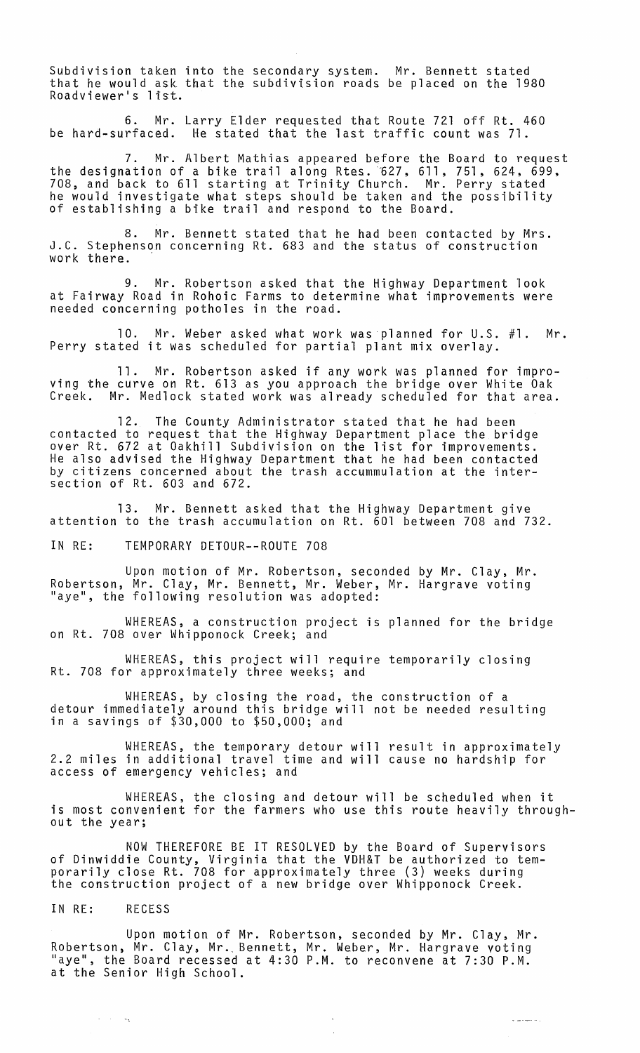Subdivision taken into the secondary system. Mr. Bennett stated that he would ask that the subdivision roads be placed on the 1980 Roadviewer's list.

6. Mr. Larry Elder requested that Route 721 off Rt. 460 be hard-surfaced. He stated that the last traffic count was 71.

7. Mr. Albert Mathias appeared before the Board to request the designation of a bike trail along Rtes. 627, 611, 751, 624, 699, 708, and back to 611 starting at Trinity Church. Mr. Perry stated he would investigate what steps should be taken and the possibility of establishing a bike trail and respond to the Board.

8. Mr. Bennett stated that he had been contacted by Mrs. J.C. Stephenson concerning Rt. 683 and the status of construction work there.

9. Mr. Robertson asked that the Highway Department look at Fairway Road in Rohoic Farms to determine what improvements were needed concerning potholes in the road.

10. Mr. Weber asked what work was planned for U.S. #1. Mr. Perry stated it was scheduled for partial plant mix overlay.

11. Mr. Robertson asked if any work was planned for improving the curve on Rt. 613 as you approach the bridge over White Oak Creek. Mr. Medlock stated work was already scheduled for that area.

12. The County Administrator stated that he had been contacted to request that the Highway Department place the bridge over Rt. 672 at Oakhill Subdivision on the list for improvements. He also advised the Highway Department that he had been contacted by citizens concerned about the trash accummulation at the intersection of Rt. 603 and 672.

13. Mr. Bennett asked that the Highway Department give attention to the trash accumulation on Rt. 601 between 708 and 732.

IN RE: TEMPORARY DETOUR--ROUTE 708

Upon motion of Mr. Robertson, seconded by Mr. Clay, Mr. Robertson, Mr. Clay, Mr. Bennett, Mr. Weber, Mr. Hargrave voting "aye", the following resolution was adopted:

WHEREAS, a construction project is planned for the bridge on Rt. 708 over Whipponock Creek; and

WHEREAS, this project will require temporarily closing Rt. 708 for approximately three weeks; and

WHEREAS, by closing the road, the construction of a detour immediately around this bridge will not be needed resulting in a savings of $30,000 to $50,000; and

WHEREAS, the temporary detour will result in approximately 2.2 miles in additional travel time and will cause no hardship for access of emergency vehicles; and

WHEREAS, the closing and detour will be scheduled when it is most convenient for the farmers who use this route heavily throughout the year;

NOW THEREFORE BE IT RESOLVED by the Board of Supervisors of Dinwiddie County, Virginia that the VDH&T be authorized to temporarily close Rt. 708 for approximately three (3) weeks during the construction project of a new bridge over Whipponock Creek.

IN RE: RECESS

Upon motion of Mr. Robertson, seconded by Mr. Clay, Mr. Robertson, Mr. Clay, Mr. Bennett, Mr. Weber, Mr. Hargrave voting "aye", the Board recessed at 4:30 P.M. to reconvene at 7:30 P.M. at the Senior High School.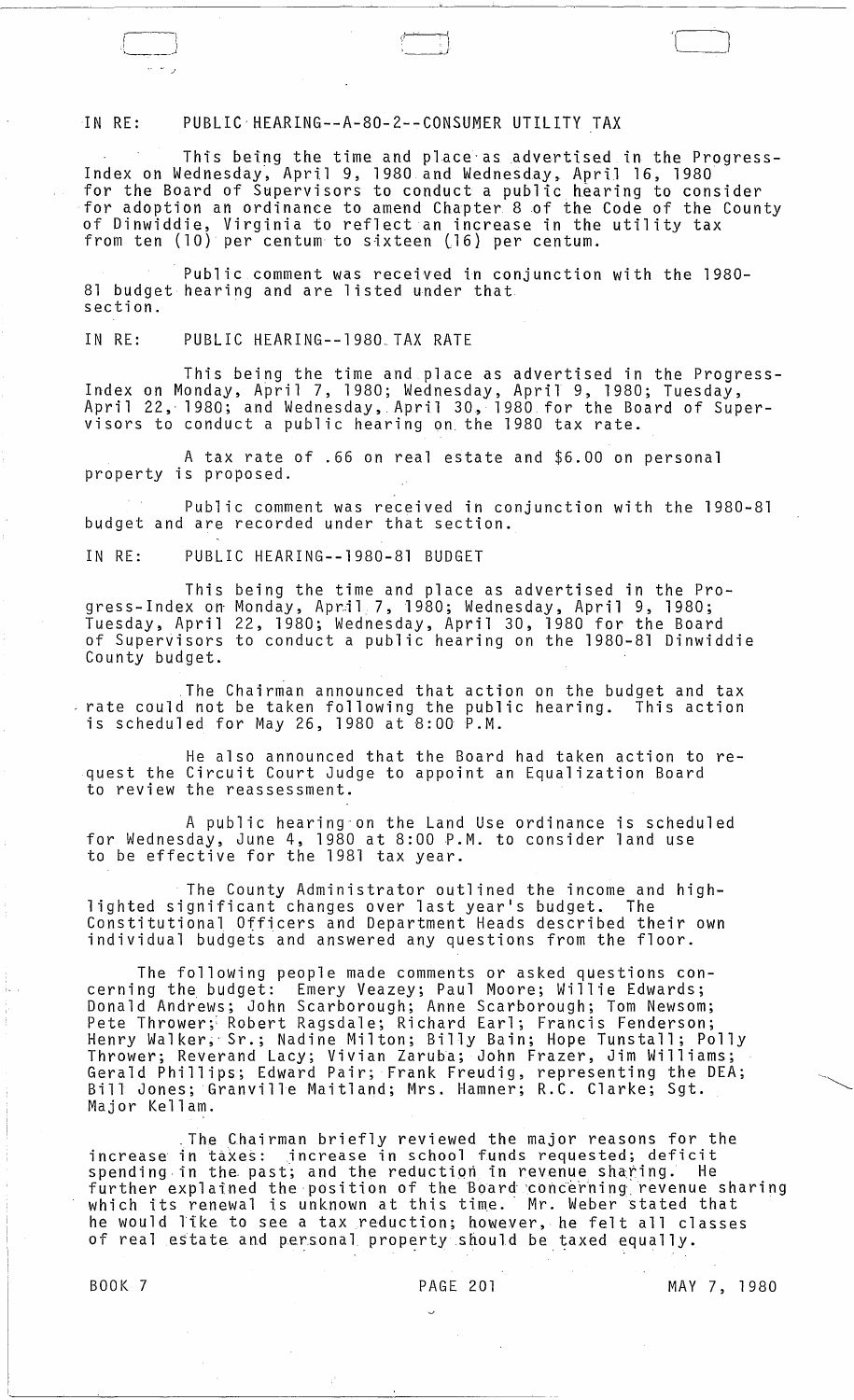IN RE: PUBLIC HEARING--A-80-2--CONSUMER UTILITY TAX

This being the time and place as advertised in the Progress-Index on Wednesday, April 9, 1980 and Wednesday, April 16, 1980 for the Board of Supervisors to conduct a public hearing to consider for adoption an ordinance to amend Chapter 8 of the Code of the County of Dinwiddie, Virginia to reflect an increase in the utility tax from ten (10) per centum to sixteen (16) per centum.

Public comment was received in conjunction with the 1980-81 budget hearing and are listed under that section.

IN RE: PUBLIC HEARING--1980 TAX RATE

This being the time and place as advertised in the Progress-Index on Monday, April 7, 1980; Wednesday, April 9, 1980; Tuesday, April 22, 1980; and Wednesday, April 30, 1980 for the Board of Supervisors to conduct a public hearing on the 1980 tax rate.

A tax rate of .66 on real estate and $6.00 on personal property is proposed.

Public comment was received in conjunction with the 1980-81 budget and are recorded under that section.

IN RE: PUBLIC HEARING--1980-81 BUDGET

This being the time and place as advertised in the Progress-Index on Monday, April 7, 1980; Wednesday, April 9, 1980; Tuesday, April 22, 1980; Wednesday, April 30, 1980 for the Board of Supervisors to conduct a public hearing on the 1980-81 Dinwiddie County budget.

The Chairman announced that action on the budget and tax rate could not be taken following the public hearing. This action is scheduled for May 26, 1980 at 8:00 P.M.

He also announced that the Board had taken action to request the Circuit Court Judge to appoint an Equalization Board to review the reassessment.

A public hearing on the Land Use ordinance is scheduled for Wednesday, June 4, 1980 at 8:00 P.M. to consider land use to be effective for the 1981 tax year.

The County Administrator outlined the income and highlighted significant changes over last year's budget. The Constitutional Officers and Department Heads described their own individual budgets and answered any questions from the floor.

The following people made comments or asked questions concerning the budget: Emery Veazey; Paul Moore; Willie Edwards; Donald Andrews; John Scarborough; Anne Scarborough; Tom Newsom; Pete Thrower; Robert Ragsdale; Richard Earl; Francis Fenderson; Henry Walker, Sr.; Nadine Milton; Billy Bain; Hope Tunstall; Polly Thrower; Reverand Lacy; Vivian Zaruba; John Frazer, Jim Williams; Gerald Phillips; Edward Pair; Frank Freudig, representing the DEA; Bill Jones; Granville Maitland; Mrs. Hamner; R.C. Clarke; Sgt. Major Kellam.

The Chairman briefly reviewed the major reasons for the increase in taxes: increase in school funds requested; deficit spending in the past; and the reduction in revenue sharing. He further explained the position of the Board concerning revenue sharing which its renewal is unknown at this time. Mr. Weber stated that he would like to see a tax reduction; however, he felt all classes of real estate and personal property should be taxed equally.

BOOK 7 PAGE 201 MAY 7, 1980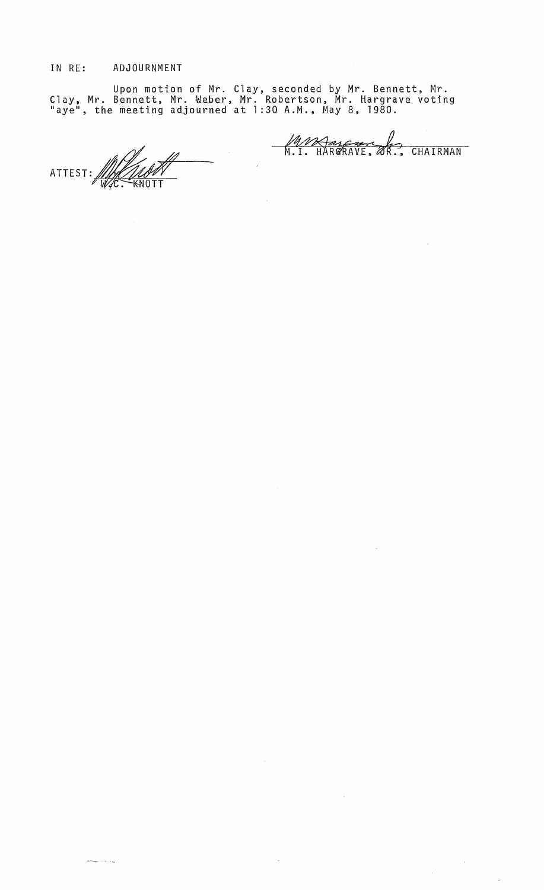IN RE: ADJOURNMENT

Upon motion of Mr. Clay, seconded by Mr. Bennett, Mr. Clay, Mr. Bennett, Mr. Weber, Mr. Robertson, Mr. Hargrave voting "aye", the meeting adjourned at 1:30 A.M., May 8, 1980.

M.I. HARGRAVE, JR., CHAIRMAN

ATTEST: W.C. KNOTT